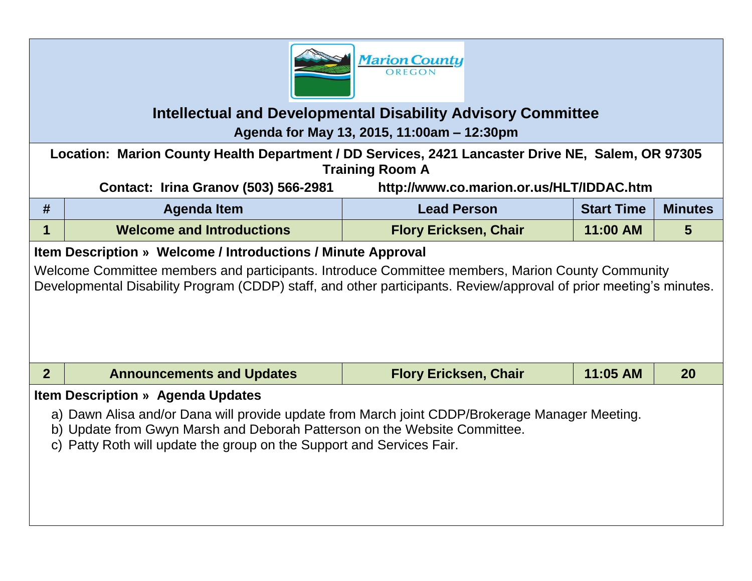Marion County OREGON

# Intellectual and Developmental Disability Advisory Committee

**Agenda for May 13, 2015, 11:00am – 12:30pm**

**Location: Marion County Health Department / DD Services, 2421 Lancaster Drive NE, Salem, OR 97305**
**Training Room A**

**Contact: Irina Granov (503) 566-2981** **http://www.co.marion.or.us/HLT/IDDAC.htm**

| # | Agenda Item | Lead Person | Start Time | Minutes |
|---|---|---|---|---|
| 1 | Welcome and Introductions | Flory Ericksen, Chair | 11:00 AM | 5 |

**Item Description » Welcome / Introductions / Minute Approval**

Welcome Committee members and participants. Introduce Committee members, Marion County Community Developmental Disability Program (CDDP) staff, and other participants. Review/approval of prior meeting's minutes.

| # | Agenda Item | Lead Person | Start Time | Minutes |
|---|---|---|---|---|
| 2 | Announcements and Updates | Flory Ericksen, Chair | 11:05 AM | 20 |

**Item Description » Agenda Updates**

a) Dawn Alisa and/or Dana will provide update from March joint CDDP/Brokerage Manager Meeting.
b) Update from Gwyn Marsh and Deborah Patterson on the Website Committee.
c) Patty Roth will update the group on the Support and Services Fair.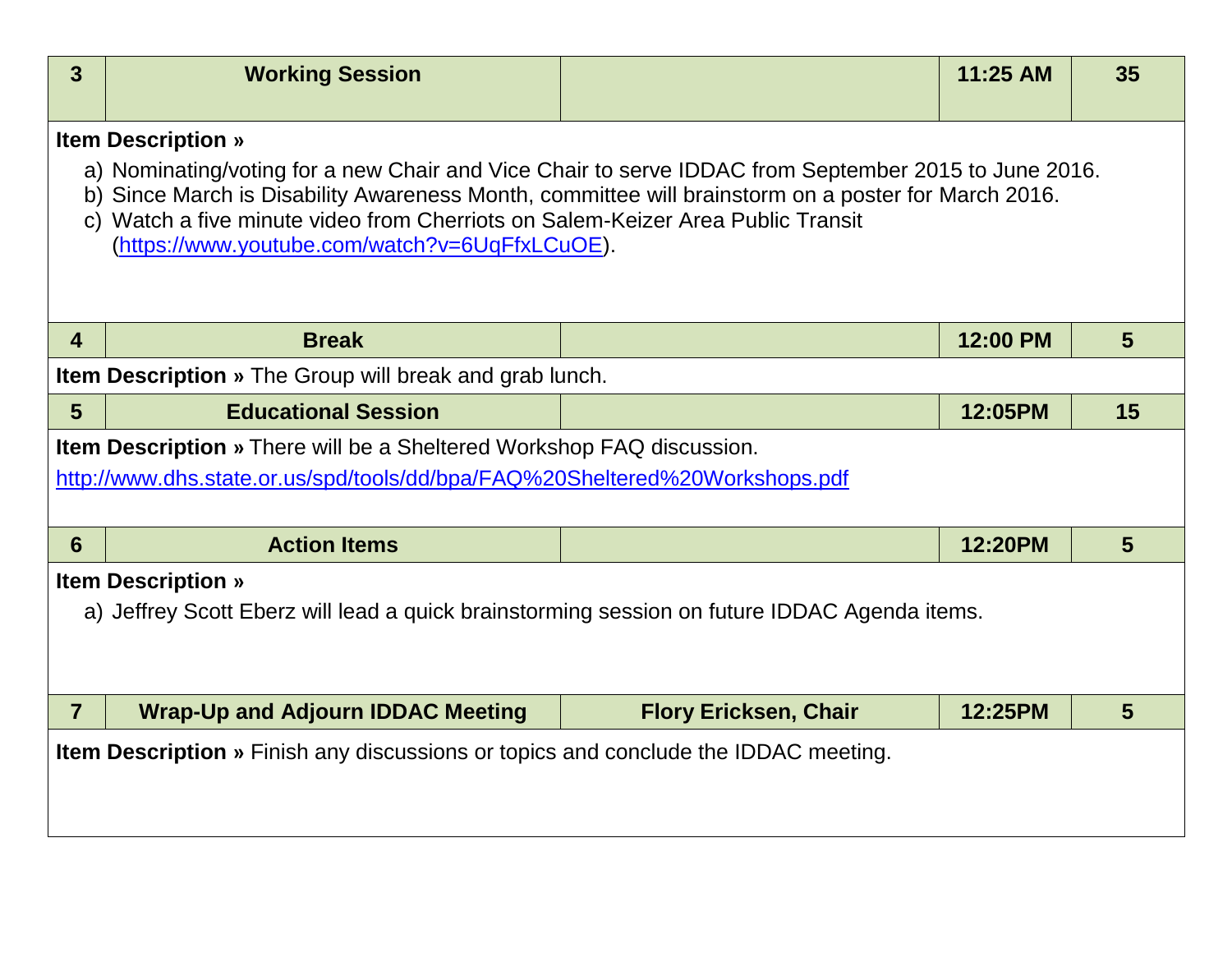| | | | | |
|---|---|---|---|---|
| **3** | **Working Session** | | **11:25 AM** | **35** |

**Item Description »**

a) Nominating/voting for a new Chair and Vice Chair to serve IDDAC from September 2015 to June 2016.
b) Since March is Disability Awareness Month, committee will brainstorm on a poster for March 2016.
c) Watch a five minute video from Cherriots on Salem-Keizer Area Public Transit (https://www.youtube.com/watch?v=6UqFfxLCuOE).

| | | | | |
|---|---|---|---|---|
| **4** | **Break** | | **12:00 PM** | **5** |

**Item Description »** The Group will break and grab lunch.

| | | | | |
|---|---|---|---|---|
| **5** | **Educational Session** | | **12:05PM** | **15** |

**Item Description »** There will be a Sheltered Workshop FAQ discussion.

http://www.dhs.state.or.us/spd/tools/dd/bpa/FAQ%20Sheltered%20Workshops.pdf

| | | | | |
|---|---|---|---|---|
| **6** | **Action Items** | | **12:20PM** | **5** |

**Item Description »**

a) Jeffrey Scott Eberz will lead a quick brainstorming session on future IDDAC Agenda items.

| | | | | |
|---|---|---|---|---|
| **7** | **Wrap-Up and Adjourn IDDAC Meeting** | **Flory Ericksen, Chair** | **12:25PM** | **5** |

**Item Description »** Finish any discussions or topics and conclude the IDDAC meeting.